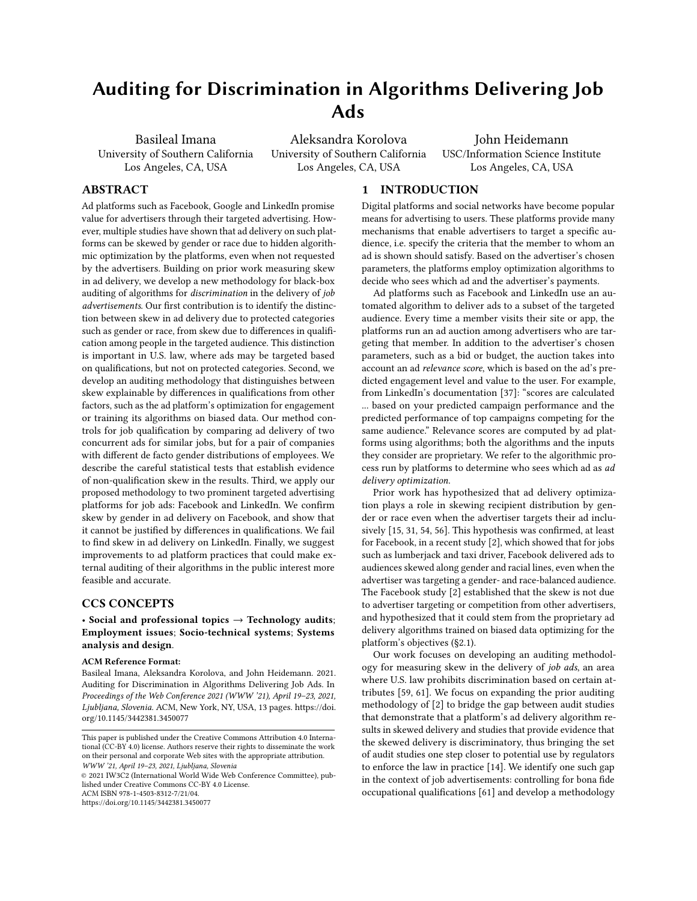# Auditing for Discrimination in Algorithms Delivering Job Ads

Basileal Imana
University of Southern California
Los Angeles, CA, USA

Aleksandra Korolova
University of Southern California
Los Angeles, CA, USA

John Heidemann
USC/Information Science Institute
Los Angeles, CA, USA

## ABSTRACT

Ad platforms such as Facebook, Google and LinkedIn promise value for advertisers through their targeted advertising. However, multiple studies have shown that ad delivery on such platforms can be skewed by gender or race due to hidden algorithmic optimization by the platforms, even when not requested by the advertisers. Building on prior work measuring skew in ad delivery, we develop a new methodology for black-box auditing of algorithms for *discrimination* in the delivery of *job advertisements*. Our first contribution is to identify the distinction between skew in ad delivery due to protected categories such as gender or race, from skew due to differences in qualification among people in the targeted audience. This distinction is important in U.S. law, where ads may be targeted based on qualifications, but not on protected categories. Second, we develop an auditing methodology that distinguishes between skew explainable by differences in qualifications from other factors, such as the ad platform's optimization for engagement or training its algorithms on biased data. Our method controls for job qualification by comparing ad delivery of two concurrent ads for similar jobs, but for a pair of companies with different de facto gender distributions of employees. We describe the careful statistical tests that establish evidence of non-qualification skew in the results. Third, we apply our proposed methodology to two prominent targeted advertising platforms for job ads: Facebook and LinkedIn. We confirm skew by gender in ad delivery on Facebook, and show that it cannot be justified by differences in qualifications. We fail to find skew in ad delivery on LinkedIn. Finally, we suggest improvements to ad platform practices that could make external auditing of their algorithms in the public interest more feasible and accurate.

## CCS CONCEPTS

• **Social and professional topics** → **Technology audits**; **Employment issues**; **Socio-technical systems**; **Systems analysis and design**.

**ACM Reference Format:**
Basileal Imana, Aleksandra Korolova, and John Heidemann. 2021. Auditing for Discrimination in Algorithms Delivering Job Ads. In *Proceedings of the Web Conference 2021 (WWW '21), April 19–23, 2021, Ljubljana, Slovenia.* ACM, New York, NY, USA, 13 pages. https://doi.org/10.1145/3442381.3450077

This paper is published under the Creative Commons Attribution 4.0 International (CC-BY 4.0) license. Authors reserve their rights to disseminate the work on their personal and corporate Web sites with the appropriate attribution.
*WWW '21, April 19–23, 2021, Ljubljana, Slovenia*
© 2021 IW3C2 (International World Wide Web Conference Committee), published under Creative Commons CC-BY 4.0 License.
ACM ISBN 978-1-4503-8312-7/21/04.
https://doi.org/10.1145/3442381.3450077

## 1 INTRODUCTION

Digital platforms and social networks have become popular means for advertising to users. These platforms provide many mechanisms that enable advertisers to target a specific audience, i.e. specify the criteria that the member to whom an ad is shown should satisfy. Based on the advertiser's chosen parameters, the platforms employ optimization algorithms to decide who sees which ad and the advertiser's payments.

Ad platforms such as Facebook and LinkedIn use an automated algorithm to deliver ads to a subset of the targeted audience. Every time a member visits their site or app, the platforms run an ad auction among advertisers who are targeting that member. In addition to the advertiser's chosen parameters, such as a bid or budget, the auction takes into account an ad *relevance score*, which is based on the ad's predicted engagement level and value to the user. For example, from LinkedIn's documentation [37]: "scores are calculated ... based on your predicted campaign performance and the predicted performance of top campaigns competing for the same audience." Relevance scores are computed by ad platforms using algorithms; both the algorithms and the inputs they consider are proprietary. We refer to the algorithmic process run by platforms to determine who sees which ad as *ad delivery optimization*.

Prior work has hypothesized that ad delivery optimization plays a role in skewing recipient distribution by gender or race even when the advertiser targets their ad inclusively [15, 31, 54, 56]. This hypothesis was confirmed, at least for Facebook, in a recent study [2], which showed that for jobs such as lumberjack and taxi driver, Facebook delivered ads to audiences skewed along gender and racial lines, even when the advertiser was targeting a gender- and race-balanced audience. The Facebook study [2] established that the skew is not due to advertiser targeting or competition from other advertisers, and hypothesized that it could stem from the proprietary ad delivery algorithms trained on biased data optimizing for the platform's objectives (§2.1).

Our work focuses on developing an auditing methodology for measuring skew in the delivery of *job ads*, an area where U.S. law prohibits discrimination based on certain attributes [59, 61]. We focus on expanding the prior auditing methodology of [2] to bridge the gap between audit studies that demonstrate that a platform's ad delivery algorithm results in skewed delivery and studies that provide evidence that the skewed delivery is discriminatory, thus bringing the set of audit studies one step closer to potential use by regulators to enforce the law in practice [14]. We identify one such gap in the context of job advertisements: controlling for bona fide occupational qualifications [61] and develop a methodology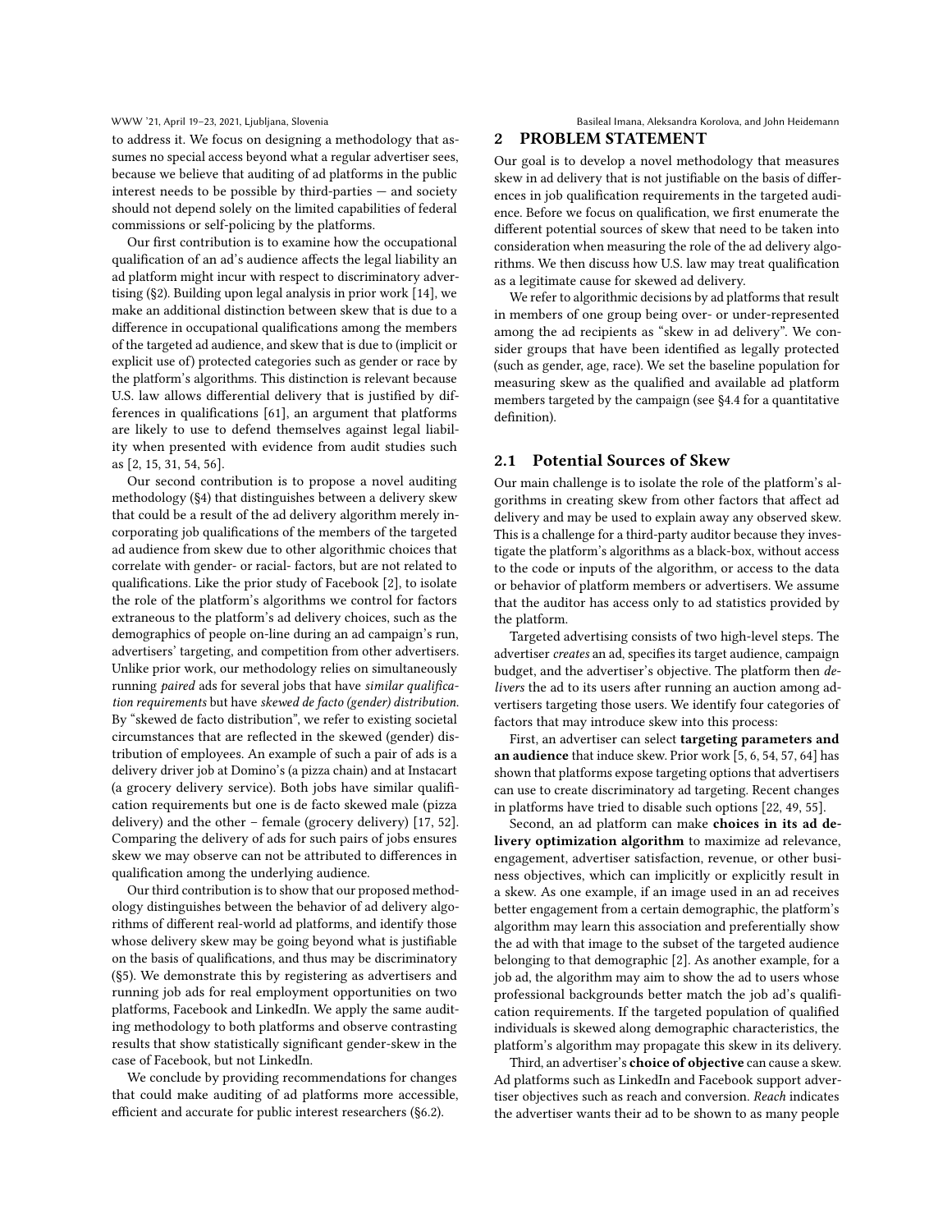to address it. We focus on designing a methodology that assumes no special access beyond what a regular advertiser sees, because we believe that auditing of ad platforms in the public interest needs to be possible by third-parties — and society should not depend solely on the limited capabilities of federal commissions or self-policing by the platforms.

Our first contribution is to examine how the occupational qualification of an ad's audience affects the legal liability an ad platform might incur with respect to discriminatory advertising (§2). Building upon legal analysis in prior work [14], we make an additional distinction between skew that is due to a difference in occupational qualifications among the members of the targeted ad audience, and skew that is due to (implicit or explicit use of) protected categories such as gender or race by the platform's algorithms. This distinction is relevant because U.S. law allows differential delivery that is justified by differences in qualifications [61], an argument that platforms are likely to use to defend themselves against legal liability when presented with evidence from audit studies such as [2, 15, 31, 54, 56].

Our second contribution is to propose a novel auditing methodology (§4) that distinguishes between a delivery skew that could be a result of the ad delivery algorithm merely incorporating job qualifications of the members of the targeted ad audience from skew due to other algorithmic choices that correlate with gender- or racial- factors, but are not related to qualifications. Like the prior study of Facebook [2], to isolate the role of the platform's algorithms we control for factors extraneous to the platform's ad delivery choices, such as the demographics of people on-line during an ad campaign's run, advertisers' targeting, and competition from other advertisers. Unlike prior work, our methodology relies on simultaneously running *paired* ads for several jobs that have *similar qualification requirements* but have *skewed de facto (gender) distribution*. By "skewed de facto distribution", we refer to existing societal circumstances that are reflected in the skewed (gender) distribution of employees. An example of such a pair of ads is a delivery driver job at Domino's (a pizza chain) and at Instacart (a grocery delivery service). Both jobs have similar qualification requirements but one is de facto skewed male (pizza delivery) and the other – female (grocery delivery) [17, 52]. Comparing the delivery of ads for such pairs of jobs ensures skew we may observe can not be attributed to differences in qualification among the underlying audience.

Our third contribution is to show that our proposed methodology distinguishes between the behavior of ad delivery algorithms of different real-world ad platforms, and identify those whose delivery skew may be going beyond what is justifiable on the basis of qualifications, and thus may be discriminatory (§5). We demonstrate this by registering as advertisers and running job ads for real employment opportunities on two platforms, Facebook and LinkedIn. We apply the same auditing methodology to both platforms and observe contrasting results that show statistically significant gender-skew in the case of Facebook, but not LinkedIn.

We conclude by providing recommendations for changes that could make auditing of ad platforms more accessible, efficient and accurate for public interest researchers (§6.2).

## 2 PROBLEM STATEMENT

Our goal is to develop a novel methodology that measures skew in ad delivery that is not justifiable on the basis of differences in job qualification requirements in the targeted audience. Before we focus on qualification, we first enumerate the different potential sources of skew that need to be taken into consideration when measuring the role of the ad delivery algorithms. We then discuss how U.S. law may treat qualification as a legitimate cause for skewed ad delivery.

We refer to algorithmic decisions by ad platforms that result in members of one group being over- or under-represented among the ad recipients as "skew in ad delivery". We consider groups that have been identified as legally protected (such as gender, age, race). We set the baseline population for measuring skew as the qualified and available ad platform members targeted by the campaign (see §4.4 for a quantitative definition).

### 2.1 Potential Sources of Skew

Our main challenge is to isolate the role of the platform's algorithms in creating skew from other factors that affect ad delivery and may be used to explain away any observed skew. This is a challenge for a third-party auditor because they investigate the platform's algorithms as a black-box, without access to the code or inputs of the algorithm, or access to the data or behavior of platform members or advertisers. We assume that the auditor has access only to ad statistics provided by the platform.

Targeted advertising consists of two high-level steps. The advertiser *creates* an ad, specifies its target audience, campaign budget, and the advertiser's objective. The platform then *delivers* the ad to its users after running an auction among advertisers targeting those users. We identify four categories of factors that may introduce skew into this process:

First, an advertiser can select **targeting parameters and an audience** that induce skew. Prior work [5, 6, 54, 57, 64] has shown that platforms expose targeting options that advertisers can use to create discriminatory ad targeting. Recent changes in platforms have tried to disable such options [22, 49, 55].

Second, an ad platform can make **choices in its ad delivery optimization algorithm** to maximize ad relevance, engagement, advertiser satisfaction, revenue, or other business objectives, which can implicitly or explicitly result in a skew. As one example, if an image used in an ad receives better engagement from a certain demographic, the platform's algorithm may learn this association and preferentially show the ad with that image to the subset of the targeted audience belonging to that demographic [2]. As another example, for a job ad, the algorithm may aim to show the ad to users whose professional backgrounds better match the job ad's qualification requirements. If the targeted population of qualified individuals is skewed along demographic characteristics, the platform's algorithm may propagate this skew in its delivery.

Third, an advertiser's **choice of objective** can cause a skew. Ad platforms such as LinkedIn and Facebook support advertiser objectives such as reach and conversion. *Reach* indicates the advertiser wants their ad to be shown to as many people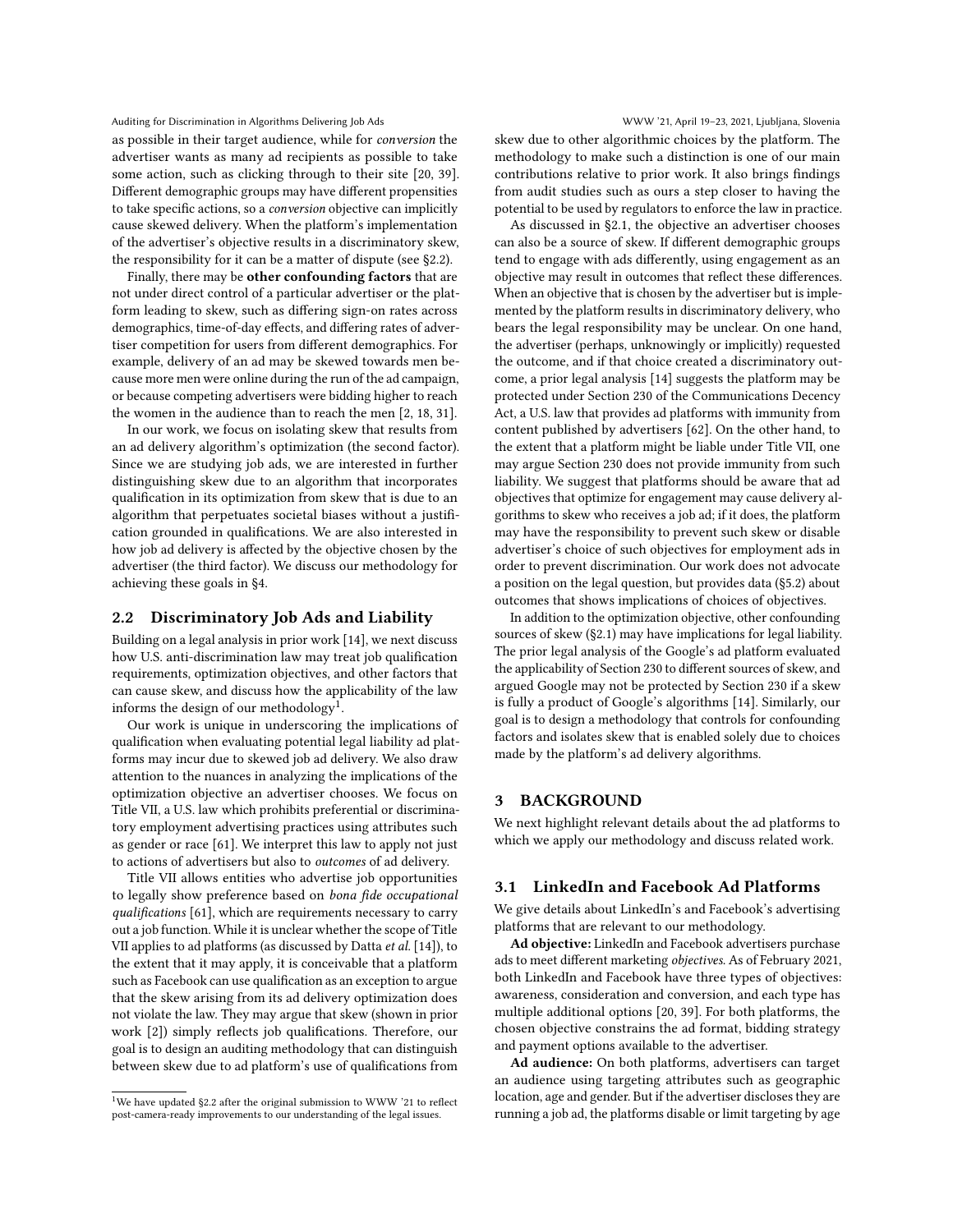as possible in their target audience, while for *conversion* the advertiser wants as many ad recipients as possible to take some action, such as clicking through to their site [20, 39]. Different demographic groups may have different propensities to take specific actions, so a *conversion* objective can implicitly cause skewed delivery. When the platform's implementation of the advertiser's objective results in a discriminatory skew, the responsibility for it can be a matter of dispute (see §2.2).

Finally, there may be **other confounding factors** that are not under direct control of a particular advertiser or the platform leading to skew, such as differing sign-on rates across demographics, time-of-day effects, and differing rates of advertiser competition for users from different demographics. For example, delivery of an ad may be skewed towards men because more men were online during the run of the ad campaign, or because competing advertisers were bidding higher to reach the women in the audience than to reach the men [2, 18, 31].

In our work, we focus on isolating skew that results from an ad delivery algorithm's optimization (the second factor). Since we are studying job ads, we are interested in further distinguishing skew due to an algorithm that incorporates qualification in its optimization from skew that is due to an algorithm that perpetuates societal biases without a justification grounded in qualifications. We are also interested in how job ad delivery is affected by the objective chosen by the advertiser (the third factor). We discuss our methodology for achieving these goals in §4.

## 2.2 Discriminatory Job Ads and Liability

Building on a legal analysis in prior work [14], we next discuss how U.S. anti-discrimination law may treat job qualification requirements, optimization objectives, and other factors that can cause skew, and discuss how the applicability of the law informs the design of our methodology[1].

Our work is unique in underscoring the implications of qualification when evaluating potential legal liability ad platforms may incur due to skewed job ad delivery. We also draw attention to the nuances in analyzing the implications of the optimization objective an advertiser chooses. We focus on Title VII, a U.S. law which prohibits preferential or discriminatory employment advertising practices using attributes such as gender or race [61]. We interpret this law to apply not just to actions of advertisers but also to *outcomes* of ad delivery.

Title VII allows entities who advertise job opportunities to legally show preference based on *bona fide occupational qualifications* [61], which are requirements necessary to carry out a job function. While it is unclear whether the scope of Title VII applies to ad platforms (as discussed by Datta *et al.* [14]), to the extent that it may apply, it is conceivable that a platform such as Facebook can use qualification as an exception to argue that the skew arising from its ad delivery optimization does not violate the law. They may argue that skew (shown in prior work [2]) simply reflects job qualifications. Therefore, our goal is to design an auditing methodology that can distinguish between skew due to ad platform's use of qualifications from skew due to other algorithmic choices by the platform. The methodology to make such a distinction is one of our main contributions relative to prior work. It also brings findings from audit studies such as ours a step closer to having the potential to be used by regulators to enforce the law in practice.

As discussed in §2.1, the objective an advertiser chooses can also be a source of skew. If different demographic groups tend to engage with ads differently, using engagement as an objective may result in outcomes that reflect these differences. When an objective that is chosen by the advertiser but is implemented by the platform results in discriminatory delivery, who bears the legal responsibility may be unclear. On one hand, the advertiser (perhaps, unknowingly or implicitly) requested the outcome, and if that choice created a discriminatory outcome, a prior legal analysis [14] suggests the platform may be protected under Section 230 of the Communications Decency Act, a U.S. law that provides ad platforms with immunity from content published by advertisers [62]. On the other hand, to the extent that a platform might be liable under Title VII, one may argue Section 230 does not provide immunity from such liability. We suggest that platforms should be aware that ad objectives that optimize for engagement may cause delivery algorithms to skew who receives a job ad; if it does, the platform may have the responsibility to prevent such skew or disable advertiser's choice of such objectives for employment ads in order to prevent discrimination. Our work does not advocate a position on the legal question, but provides data (§5.2) about outcomes that shows implications of choices of objectives.

In addition to the optimization objective, other confounding sources of skew (§2.1) may have implications for legal liability. The prior legal analysis of the Google's ad platform evaluated the applicability of Section 230 to different sources of skew, and argued Google may not be protected by Section 230 if a skew is fully a product of Google's algorithms [14]. Similarly, our goal is to design a methodology that controls for confounding factors and isolates skew that is enabled solely due to choices made by the platform's ad delivery algorithms.

# 3 BACKGROUND

We next highlight relevant details about the ad platforms to which we apply our methodology and discuss related work.

## 3.1 LinkedIn and Facebook Ad Platforms

We give details about LinkedIn's and Facebook's advertising platforms that are relevant to our methodology.

**Ad objective:** LinkedIn and Facebook advertisers purchase ads to meet different marketing *objectives*. As of February 2021, both LinkedIn and Facebook have three types of objectives: awareness, consideration and conversion, and each type has multiple additional options [20, 39]. For both platforms, the chosen objective constrains the ad format, bidding strategy and payment options available to the advertiser.

**Ad audience:** On both platforms, advertisers can target an audience using targeting attributes such as geographic location, age and gender. But if the advertiser discloses they are running a job ad, the platforms disable or limit targeting by age

[1] We have updated §2.2 after the original submission to WWW '21 to reflect post-camera-ready improvements to our understanding of the legal issues.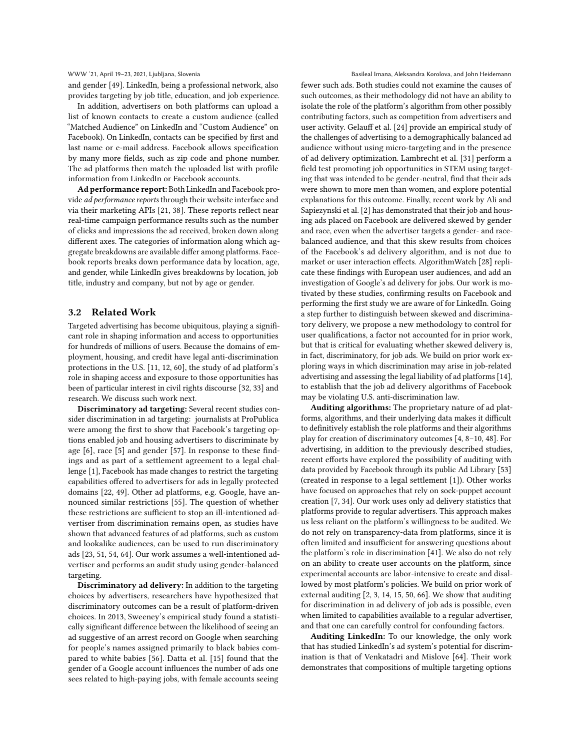and gender [49]. LinkedIn, being a professional network, also provides targeting by job title, education, and job experience.

In addition, advertisers on both platforms can upload a list of known contacts to create a custom audience (called "Matched Audience" on LinkedIn and "Custom Audience" on Facebook). On LinkedIn, contacts can be specified by first and last name or e-mail address. Facebook allows specification by many more fields, such as zip code and phone number. The ad platforms then match the uploaded list with profile information from LinkedIn or Facebook accounts.

**Ad performance report:** Both LinkedIn and Facebook provide *ad performance reports* through their website interface and via their marketing APIs [21, 38]. These reports reflect near real-time campaign performance results such as the number of clicks and impressions the ad received, broken down along different axes. The categories of information along which aggregate breakdowns are available differ among platforms. Facebook reports breaks down performance data by location, age, and gender, while LinkedIn gives breakdowns by location, job title, industry and company, but not by age or gender.

## 3.2 Related Work

Targeted advertising has become ubiquitous, playing a significant role in shaping information and access to opportunities for hundreds of millions of users. Because the domains of employment, housing, and credit have legal anti-discrimination protections in the U.S. [11, 12, 60], the study of ad platform's role in shaping access and exposure to those opportunities has been of particular interest in civil rights discourse [32, 33] and research. We discuss such work next.

**Discriminatory ad targeting:** Several recent studies consider discrimination in ad targeting: journalists at ProPublica were among the first to show that Facebook's targeting options enabled job and housing advertisers to discriminate by age [6], race [5] and gender [57]. In response to these findings and as part of a settlement agreement to a legal challenge [1], Facebook has made changes to restrict the targeting capabilities offered to advertisers for ads in legally protected domains [22, 49]. Other ad platforms, e.g. Google, have announced similar restrictions [55]. The question of whether these restrictions are sufficient to stop an ill-intentioned advertiser from discrimination remains open, as studies have shown that advanced features of ad platforms, such as custom and lookalike audiences, can be used to run discriminatory ads [23, 51, 54, 64]. Our work assumes a well-intentioned advertiser and performs an audit study using gender-balanced targeting.

**Discriminatory ad delivery:** In addition to the targeting choices by advertisers, researchers have hypothesized that discriminatory outcomes can be a result of platform-driven choices. In 2013, Sweeney's empirical study found a statistically significant difference between the likelihood of seeing an ad suggestive of an arrest record on Google when searching for people's names assigned primarily to black babies compared to white babies [56]. Datta et al. [15] found that the gender of a Google account influences the number of ads one sees related to high-paying jobs, with female accounts seeing fewer such ads. Both studies could not examine the causes of such outcomes, as their methodology did not have an ability to isolate the role of the platform's algorithm from other possibly contributing factors, such as competition from advertisers and user activity. Gelauff et al. [24] provide an empirical study of the challenges of advertising to a demographically balanced ad audience without using micro-targeting and in the presence of ad delivery optimization. Lambrecht et al. [31] perform a field test promoting job opportunities in STEM using targeting that was intended to be gender-neutral, find that their ads were shown to more men than women, and explore potential explanations for this outcome. Finally, recent work by Ali and Sapiezynski et al. [2] has demonstrated that their job and housing ads placed on Facebook are delivered skewed by gender and race, even when the advertiser targets a gender- and race-balanced audience, and that this skew results from choices of the Facebook's ad delivery algorithm, and is not due to market or user interaction effects. AlgorithmWatch [28] replicate these findings with European user audiences, and add an investigation of Google's ad delivery for jobs. Our work is motivated by these studies, confirming results on Facebook and performing the first study we are aware of for LinkedIn. Going a step further to distinguish between skewed and discriminatory delivery, we propose a new methodology to control for user qualifications, a factor not accounted for in prior work, but that is critical for evaluating whether skewed delivery is, in fact, discriminatory, for job ads. We build on prior work exploring ways in which discrimination may arise in job-related advertising and assessing the legal liability of ad platforms [14], to establish that the job ad delivery algorithms of Facebook may be violating U.S. anti-discrimination law.

**Auditing algorithms:** The proprietary nature of ad platforms, algorithms, and their underlying data makes it difficult to definitively establish the role platforms and their algorithms play for creation of discriminatory outcomes [4, 8–10, 48]. For advertising, in addition to the previously described studies, recent efforts have explored the possibility of auditing with data provided by Facebook through its public Ad Library [53] (created in response to a legal settlement [1]). Other works have focused on approaches that rely on sock-puppet account creation [7, 34]. Our work uses only ad delivery statistics that platforms provide to regular advertisers. This approach makes us less reliant on the platform's willingness to be audited. We do not rely on transparency-data from platforms, since it is often limited and insufficient for answering questions about the platform's role in discrimination [41]. We also do not rely on an ability to create user accounts on the platform, since experimental accounts are labor-intensive to create and disallowed by most platform's policies. We build on prior work of external auditing [2, 3, 14, 15, 50, 66]. We show that auditing for discrimination in ad delivery of job ads is possible, even when limited to capabilities available to a regular advertiser, and that one can carefully control for confounding factors.

**Auditing LinkedIn:** To our knowledge, the only work that has studied LinkedIn's ad system's potential for discrimination is that of Venkatadri and Mislove [64]. Their work demonstrates that compositions of multiple targeting options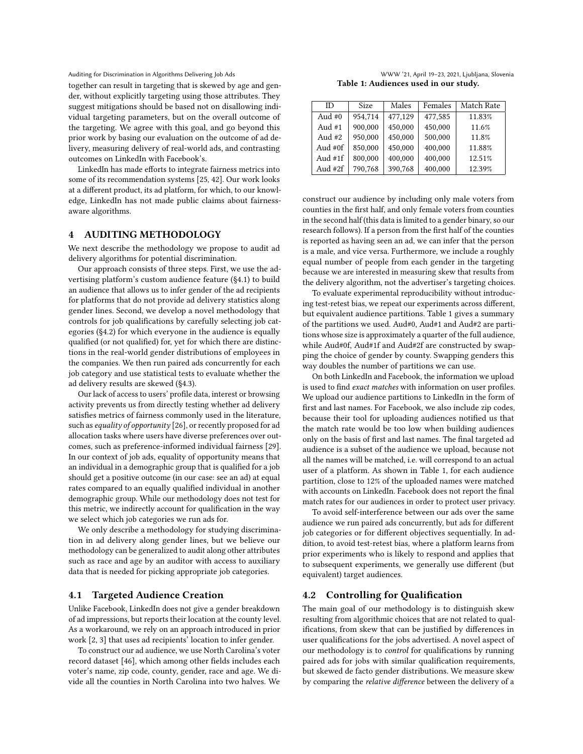together can result in targeting that is skewed by age and gender, without explicitly targeting using those attributes. They suggest mitigations should be based not on disallowing individual targeting parameters, but on the overall outcome of the targeting. We agree with this goal, and go beyond this prior work by basing our evaluation on the outcome of ad delivery, measuring delivery of real-world ads, and contrasting outcomes on LinkedIn with Facebook's.

LinkedIn has made efforts to integrate fairness metrics into some of its recommendation systems [25, 42]. Our work looks at a different product, its ad platform, for which, to our knowledge, LinkedIn has not made public claims about fairness-aware algorithms.

## 4 AUDITING METHODOLOGY

We next describe the methodology we propose to audit ad delivery algorithms for potential discrimination.

Our approach consists of three steps. First, we use the advertising platform's custom audience feature (§4.1) to build an audience that allows us to infer gender of the ad recipients for platforms that do not provide ad delivery statistics along gender lines. Second, we develop a novel methodology that controls for job qualifications by carefully selecting job categories (§4.2) for which everyone in the audience is equally qualified (or not qualified) for, yet for which there are distinctions in the real-world gender distributions of employees in the companies. We then run paired ads concurrently for each job category and use statistical tests to evaluate whether the ad delivery results are skewed (§4.3).

Our lack of access to users' profile data, interest or browsing activity prevents us from directly testing whether ad delivery satisfies metrics of fairness commonly used in the literature, such as *equality of opportunity* [26], or recently proposed for ad allocation tasks where users have diverse preferences over outcomes, such as preference-informed individual fairness [29]. In our context of job ads, equality of opportunity means that an individual in a demographic group that is qualified for a job should get a positive outcome (in our case: see an ad) at equal rates compared to an equally qualified individual in another demographic group. While our methodology does not test for this metric, we indirectly account for qualification in the way we select which job categories we run ads for.

We only describe a methodology for studying discrimination in ad delivery along gender lines, but we believe our methodology can be generalized to audit along other attributes such as race and age by an auditor with access to auxiliary data that is needed for picking appropriate job categories.

### 4.1 Targeted Audience Creation

Unlike Facebook, LinkedIn does not give a gender breakdown of ad impressions, but reports their location at the county level. As a workaround, we rely on an approach introduced in prior work [2, 3] that uses ad recipients' location to infer gender.

To construct our ad audience, we use North Carolina's voter record dataset [46], which among other fields includes each voter's name, zip code, county, gender, race and age. We divide all the counties in North Carolina into two halves. We construct our audience by including only male voters from counties in the first half, and only female voters from counties in the second half (this data is limited to a gender binary, so our research follows). If a person from the first half of the counties is reported as having seen an ad, we can infer that the person is a male, and vice versa. Furthermore, we include a roughly equal number of people from each gender in the targeting because we are interested in measuring skew that results from the delivery algorithm, not the advertiser's targeting choices.

**Table 1: Audiences used in our study.**

| ID | Size | Males | Females | Match Rate |
|---|---|---|---|---|
| Aud #0 | 954,714 | 477,129 | 477,585 | 11.83% |
| Aud #1 | 900,000 | 450,000 | 450,000 | 11.6% |
| Aud #2 | 950,000 | 450,000 | 500,000 | 11.8% |
| Aud #0f | 850,000 | 450,000 | 400,000 | 11.88% |
| Aud #1f | 800,000 | 400,000 | 400,000 | 12.51% |
| Aud #2f | 790,768 | 390,768 | 400,000 | 12.39% |

To evaluate experimental reproducibility without introducing test-retest bias, we repeat our experiments across different, but equivalent audience partitions. Table 1 gives a summary of the partitions we used. Aud#0, Aud#1 and Aud#2 are partitions whose size is approximately a quarter of the full audience, while Aud#0f, Aud#1f and Aud#2f are constructed by swapping the choice of gender by county. Swapping genders this way doubles the number of partitions we can use.

On both LinkedIn and Facebook, the information we upload is used to find *exact matches* with information on user profiles. We upload our audience partitions to LinkedIn in the form of first and last names. For Facebook, we also include zip codes, because their tool for uploading audiences notified us that the match rate would be too low when building audiences only on the basis of first and last names. The final targeted ad audience is a subset of the audience we upload, because not all the names will be matched, i.e. will correspond to an actual user of a platform. As shown in Table 1, for each audience partition, close to 12% of the uploaded names were matched with accounts on LinkedIn. Facebook does not report the final match rates for our audiences in order to protect user privacy.

To avoid self-interference between our ads over the same audience we run paired ads concurrently, but ads for different job categories or for different objectives sequentially. In addition, to avoid test-retest bias, where a platform learns from prior experiments who is likely to respond and applies that to subsequent experiments, we generally use different (but equivalent) target audiences.

### 4.2 Controlling for Qualification

The main goal of our methodology is to distinguish skew resulting from algorithmic choices that are not related to qualifications, from skew that can be justified by differences in user qualifications for the jobs advertised. A novel aspect of our methodology is to *control* for qualifications by running paired ads for jobs with similar qualification requirements, but skewed de facto gender distributions. We measure skew by comparing the *relative difference* between the delivery of a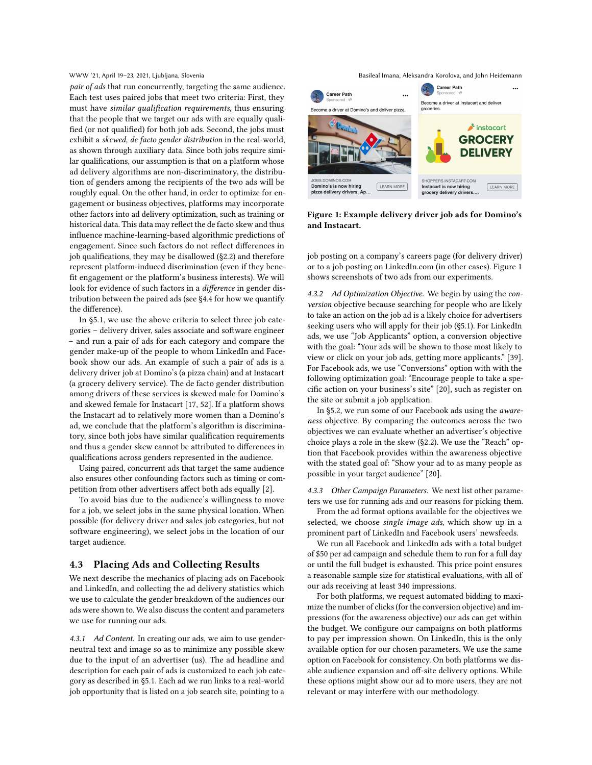*pair of ads* that run concurrently, targeting the same audience. Each test uses paired jobs that meet two criteria: First, they must have *similar qualification requirements*, thus ensuring that the people that we target our ads with are equally qualified (or not qualified) for both job ads. Second, the jobs must exhibit a *skewed, de facto gender distribution* in the real-world, as shown through auxiliary data. Since both jobs require similar qualifications, our assumption is that on a platform whose ad delivery algorithms are non-discriminatory, the distribution of genders among the recipients of the two ads will be roughly equal. On the other hand, in order to optimize for engagement or business objectives, platforms may incorporate other factors into ad delivery optimization, such as training or historical data. This data may reflect the de facto skew and thus influence machine-learning-based algorithmic predictions of engagement. Since such factors do not reflect differences in job qualifications, they may be disallowed (§2.2) and therefore represent platform-induced discrimination (even if they benefit engagement or the platform's business interests). We will look for evidence of such factors in a *difference* in gender distribution between the paired ads (see §4.4 for how we quantify the difference).

In §5.1, we use the above criteria to select three job categories – delivery driver, sales associate and software engineer – and run a pair of ads for each category and compare the gender make-up of the people to whom LinkedIn and Facebook show our ads. An example of such a pair of ads is a delivery driver job at Domino's (a pizza chain) and at Instacart (a grocery delivery service). The de facto gender distribution among drivers of these services is skewed male for Domino's and skewed female for Instacart [17, 52]. If a platform shows the Instacart ad to relatively more women than a Domino's ad, we conclude that the platform's algorithm is discriminatory, since both jobs have similar qualification requirements and thus a gender skew cannot be attributed to differences in qualifications across genders represented in the audience.

Using paired, concurrent ads that target the same audience also ensures other confounding factors such as timing or competition from other advertisers affect both ads equally [2].

To avoid bias due to the audience's willingness to move for a job, we select jobs in the same physical location. When possible (for delivery driver and sales job categories, but not software engineering), we select jobs in the location of our target audience.

## 4.3 Placing Ads and Collecting Results

We next describe the mechanics of placing ads on Facebook and LinkedIn, and collecting the ad delivery statistics which we use to calculate the gender breakdown of the audiences our ads were shown to. We also discuss the content and parameters we use for running our ads.

*4.3.1 Ad Content.* In creating our ads, we aim to use gender-neutral text and image so as to minimize any possible skew due to the input of an advertiser (us). The ad headline and description for each pair of ads is customized to each job category as described in §5.1. Each ad we run links to a real-world job opportunity that is listed on a job search site, pointing to a job posting on a company's careers page (for delivery driver) or to a job posting on LinkedIn.com (in other cases). Figure 1 shows screenshots of two ads from our experiments.

**Figure 1: Example delivery driver job ads for Domino's and Instacart.**

*4.3.2 Ad Optimization Objective.* We begin by using the *conversion* objective because searching for people who are likely to take an action on the job ad is a likely choice for advertisers seeking users who will apply for their job (§5.1). For LinkedIn ads, we use "Job Applicants" option, a conversion objective with the goal: "Your ads will be shown to those most likely to view or click on your job ads, getting more applicants." [39]. For Facebook ads, we use "Conversions" option with with the following optimization goal: "Encourage people to take a specific action on your business's site" [20], such as register on the site or submit a job application.

In §5.2, we run some of our Facebook ads using the *awareness* objective. By comparing the outcomes across the two objectives we can evaluate whether an advertiser's objective choice plays a role in the skew (§2.2). We use the "Reach" option that Facebook provides within the awareness objective with the stated goal of: "Show your ad to as many people as possible in your target audience" [20].

*4.3.3 Other Campaign Parameters.* We next list other parameters we use for running ads and our reasons for picking them.

From the ad format options available for the objectives we selected, we choose *single image ads*, which show up in a prominent part of LinkedIn and Facebook users' newsfeeds.

We run all Facebook and LinkedIn ads with a total budget of $50 per ad campaign and schedule them to run for a full day or until the full budget is exhausted. This price point ensures a reasonable sample size for statistical evaluations, with all of our ads receiving at least 340 impressions.

For both platforms, we request automated bidding to maximize the number of clicks (for the conversion objective) and impressions (for the awareness objective) our ads can get within the budget. We configure our campaigns on both platforms to pay per impression shown. On LinkedIn, this is the only available option for our chosen parameters. We use the same option on Facebook for consistency. On both platforms we disable audience expansion and off-site delivery options. While these options might show our ad to more users, they are not relevant or may interfere with our methodology.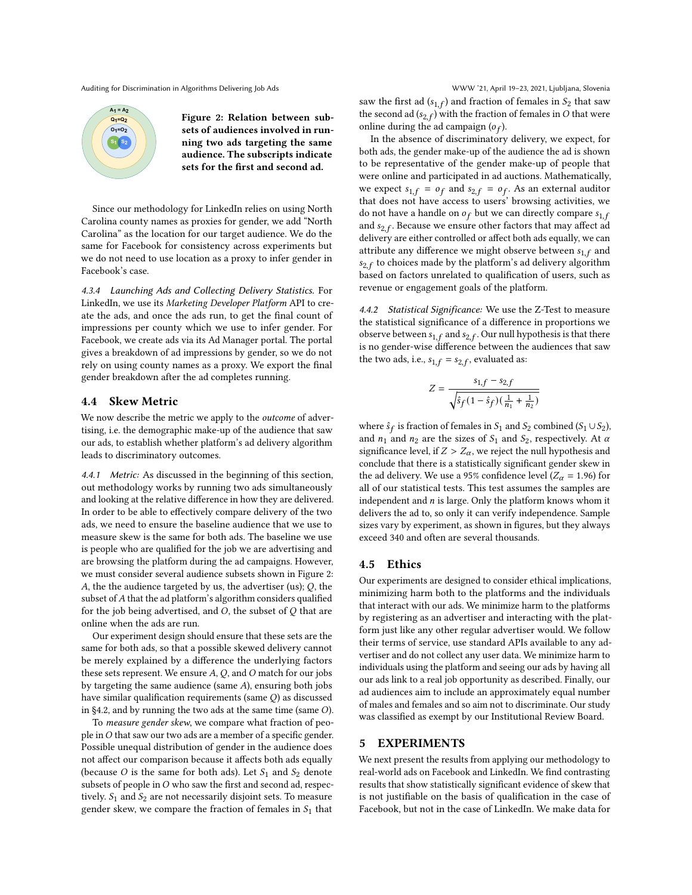Figure 2: Relation between subsets of audiences involved in running two ads targeting the same audience. The subscripts indicate sets for the first and second ad.

Since our methodology for LinkedIn relies on using North Carolina county names as proxies for gender, we add "North Carolina" as the location for our target audience. We do the same for Facebook for consistency across experiments but we do not need to use location as a proxy to infer gender in Facebook's case.

*4.3.4 Launching Ads and Collecting Delivery Statistics.* For LinkedIn, we use its *Marketing Developer Platform* API to create the ads, and once the ads run, to get the final count of impressions per county which we use to infer gender. For Facebook, we create ads via its Ad Manager portal. The portal gives a breakdown of ad impressions by gender, so we do not rely on using county names as a proxy. We export the final gender breakdown after the ad completes running.

## 4.4 Skew Metric

We now describe the metric we apply to the *outcome* of advertising, i.e. the demographic make-up of the audience that saw our ads, to establish whether platform's ad delivery algorithm leads to discriminatory outcomes.

*4.4.1 Metric:* As discussed in the beginning of this section, out methodology works by running two ads simultaneously and looking at the relative difference in how they are delivered. In order to be able to effectively compare delivery of the two ads, we need to ensure the baseline audience that we use to measure skew is the same for both ads. The baseline we use is people who are qualified for the job we are advertising and are browsing the platform during the ad campaigns. However, we must consider several audience subsets shown in Figure 2: $A$, the the audience targeted by us, the advertiser (us); $Q$, the subset of $A$ that the ad platform's algorithm considers qualified for the job being advertised, and $O$, the subset of $Q$ that are online when the ads are run.

Our experiment design should ensure that these sets are the same for both ads, so that a possible skewed delivery cannot be merely explained by a difference the underlying factors these sets represent. We ensure $A$, $Q$, and $O$ match for our jobs by targeting the same audience (same $A$), ensuring both jobs have similar qualification requirements (same $Q$) as discussed in §4.2, and by running the two ads at the same time (same $O$).

To *measure gender skew*, we compare what fraction of people in $O$ that saw our two ads are a member of a specific gender. Possible unequal distribution of gender in the audience does not affect our comparison because it affects both ads equally (because $O$ is the same for both ads). Let $S_1$ and $S_2$ denote subsets of people in $O$ who saw the first and second ad, respectively. $S_1$ and $S_2$ are not necessarily disjoint sets. To measure gender skew, we compare the fraction of females in $S_1$ that saw the first ad ($s_{1,f}$) and fraction of females in $S_2$ that saw the second ad ($s_{2,f}$) with the fraction of females in $O$ that were online during the ad campaign ($o_f$).

In the absence of discriminatory delivery, we expect, for both ads, the gender make-up of the audience the ad is shown to be representative of the gender make-up of people that were online and participated in ad auctions. Mathematically, we expect $s_{1,f} = o_f$ and $s_{2,f} = o_f$. As an external auditor that does not have access to users' browsing activities, we do not have a handle on $o_f$ but we can directly compare $s_{1,f}$ and $s_{2,f}$. Because we ensure other factors that may affect ad delivery are either controlled or affect both ads equally, we can attribute any difference we might observe between $s_{1,f}$ and $s_{2,f}$ to choices made by the platform's ad delivery algorithm based on factors unrelated to qualification of users, such as revenue or engagement goals of the platform.

*4.4.2 Statistical Significance:* We use the Z-Test to measure the statistical significance of a difference in proportions we observe between $s_{1,f}$ and $s_{2,f}$. Our null hypothesis is that there is no gender-wise difference between the audiences that saw the two ads, i.e., $s_{1,f} = s_{2,f}$, evaluated as:

$$Z = \frac{s_{1,f} - s_{2,f}}{\sqrt{\hat{s}_f(1 - \hat{s}_f)(\frac{1}{n_1} + \frac{1}{n_2})}}$$

where $\hat{s}_f$ is fraction of females in $S_1$ and $S_2$ combined ($S_1 \cup S_2$), and $n_1$ and $n_2$ are the sizes of $S_1$ and $S_2$, respectively. At $\alpha$ significance level, if $Z > Z_\alpha$, we reject the null hypothesis and conclude that there is a statistically significant gender skew in the ad delivery. We use a 95% confidence level ($Z_\alpha = 1.96$) for all of our statistical tests. This test assumes the samples are independent and $n$ is large. Only the platform knows whom it delivers the ad to, so only it can verify independence. Sample sizes vary by experiment, as shown in figures, but they always exceed 340 and often are several thousands.

## 4.5 Ethics

Our experiments are designed to consider ethical implications, minimizing harm both to the platforms and the individuals that interact with our ads. We minimize harm to the platforms by registering as an advertiser and interacting with the platform just like any other regular advertiser would. We follow their terms of service, use standard APIs available to any advertiser and do not collect any user data. We minimize harm to individuals using the platform and seeing our ads by having all our ads link to a real job opportunity as described. Finally, our ad audiences aim to include an approximately equal number of males and females and so aim not to discriminate. Our study was classified as exempt by our Institutional Review Board.

# 5 EXPERIMENTS

We next present the results from applying our methodology to real-world ads on Facebook and LinkedIn. We find contrasting results that show statistically significant evidence of skew that is not justifiable on the basis of qualification in the case of Facebook, but not in the case of LinkedIn. We make data for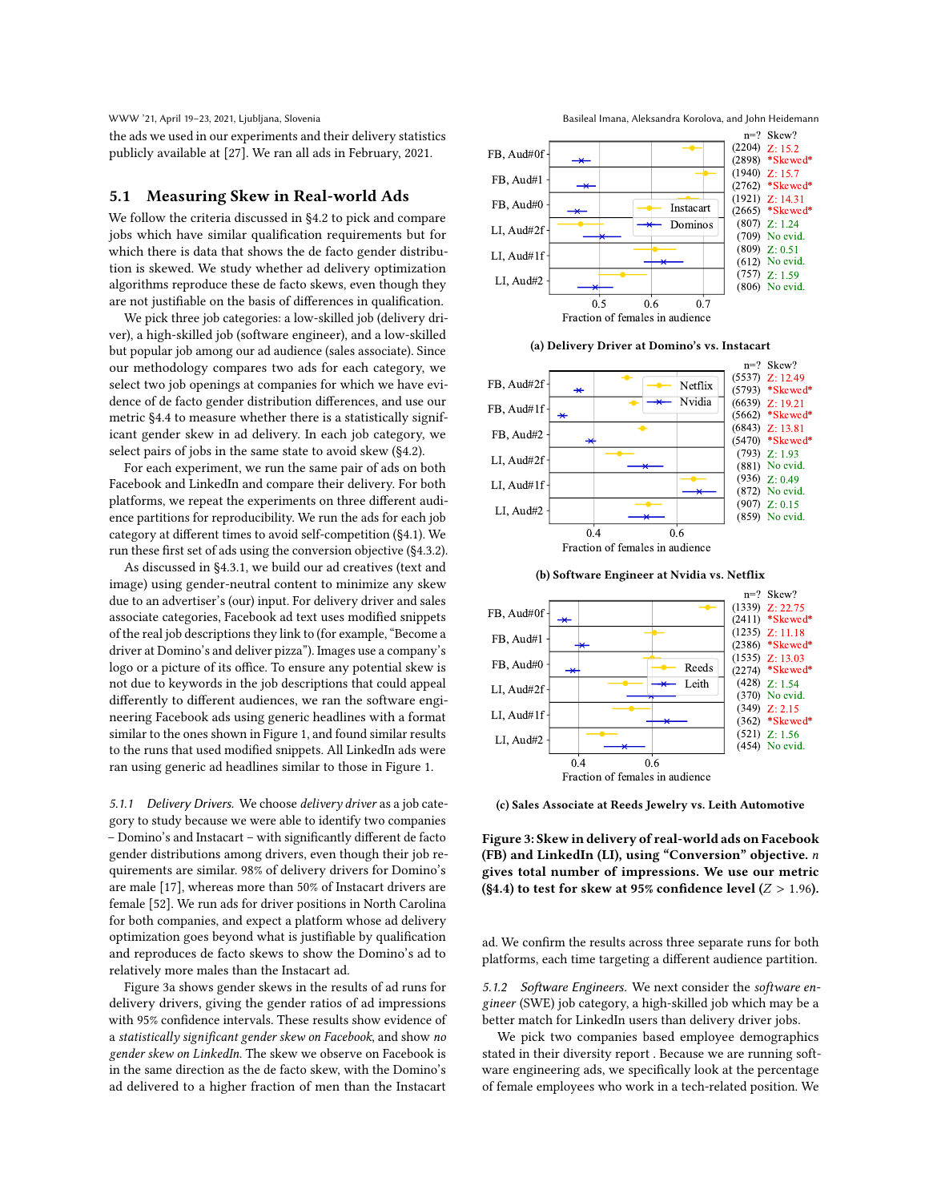the ads we used in our experiments and their delivery statistics publicly available at [27]. We ran all ads in February, 2021.

## 5.1 Measuring Skew in Real-world Ads

We follow the criteria discussed in §4.2 to pick and compare jobs which have similar qualification requirements but for which there is data that shows the de facto gender distribution is skewed. We study whether ad delivery optimization algorithms reproduce these de facto skews, even though they are not justifiable on the basis of differences in qualification.

We pick three job categories: a low-skilled job (delivery driver), a high-skilled job (software engineer), and a low-skilled but popular job among our ad audience (sales associate). Since our methodology compares two ads for each category, we select two job openings at companies for which we have evidence of de facto gender distribution differences, and use our metric §4.4 to measure whether there is a statistically significant gender skew in ad delivery. In each job category, we select pairs of jobs in the same state to avoid skew (§4.2).

For each experiment, we run the same pair of ads on both Facebook and LinkedIn and compare their delivery. For both platforms, we repeat the experiments on three different audience partitions for reproducibility. We run the ads for each job category at different times to avoid self-competition (§4.1). We run these first set of ads using the conversion objective (§4.3.2).

As discussed in §4.3.1, we build our ad creatives (text and image) using gender-neutral content to minimize any skew due to an advertiser's (our) input. For delivery driver and sales associate categories, Facebook ad text uses modified snippets of the real job descriptions they link to (for example, "Become a driver at Domino's and deliver pizza"). Images use a company's logo or a picture of its office. To ensure any potential skew is not due to keywords in the job descriptions that could appeal differently to different audiences, we ran the software engineering Facebook ads using generic headlines with a format similar to the ones shown in Figure 1, and found similar results to the runs that used modified snippets. All LinkedIn ads were ran using generic ad headlines similar to those in Figure 1.

*5.1.1 Delivery Drivers.* We choose *delivery driver* as a job category to study because we were able to identify two companies – Domino's and Instacart – with significantly different de facto gender distributions among drivers, even though their job requirements are similar. 98% of delivery drivers for Domino's are male [17], whereas more than 50% of Instacart drivers are female [52]. We run ads for driver positions in North Carolina for both companies, and expect a platform whose ad delivery optimization goes beyond what is justifiable by qualification and reproduces de facto skews to show the Domino's ad to relatively more males than the Instacart ad.

Figure 3a shows gender skews in the results of ad runs for delivery drivers, giving the gender ratios of ad impressions with 95% confidence intervals. These results show evidence of a *statistically significant gender skew on Facebook*, and show *no gender skew on LinkedIn*. The skew we observe on Facebook is in the same direction as the de facto skew, with the Domino's ad delivered to a higher fraction of men than the Instacart ad. We confirm the results across three separate runs for both platforms, each time targeting a different audience partition.

(a) Delivery Driver at Domino's vs. Instacart

| Audience | n (Instacart) | n (Domino's) | Skew? |
|---|---|---|---|
| FB, Aud#0f | (2204) | (2898) | Z: 15.2 *Skewed* |
| FB, Aud#1 | (1940) | (2762) | Z: 15.7 *Skewed* |
| FB, Aud#0 | (1921) | (2665) | Z: 14.31 *Skewed* |
| LI, Aud#2f | (807) | (709) | Z: 1.24 No evid. |
| LI, Aud#1f | (809) | (612) | Z: 0.51 No evid. |
| LI, Aud#2 | (757) | (806) | Z: 1.59 No evid. |

(b) Software Engineer at Nvidia vs. Netflix

| Audience | n (Netflix) | n (Nvidia) | Skew? |
|---|---|---|---|
| FB, Aud#2f | (5537) | (5793) | Z: 12.49 *Skewed* |
| FB, Aud#1f | (6639) | (5662) | Z: 19.21 *Skewed* |
| FB, Aud#2 | (6843) | (5470) | Z: 13.81 *Skewed* |
| LI, Aud#2f | (793) | (881) | Z: 1.93 No evid. |
| LI, Aud#1f | (936) | (872) | Z: 0.49 No evid. |
| LI, Aud#2 | (907) | (859) | Z: 0.15 No evid. |

(c) Sales Associate at Reeds Jewelry vs. Leith Automotive

| Audience | n (Reeds) | n (Leith) | Skew? |
|---|---|---|---|
| FB, Aud#0f | (1339) | (2411) | Z: 22.75 *Skewed* |
| FB, Aud#1 | (1235) | (2386) | Z: 11.18 *Skewed* |
| FB, Aud#0 | (1535) | (2274) | Z: 13.03 *Skewed* |
| LI, Aud#2f | (428) | (370) | Z: 1.54 No evid. |
| LI, Aud#1f | (349) | (362) | Z: 2.15 *Skewed* |
| LI, Aud#2 | (521) | (454) | Z: 1.56 No evid. |

**Figure 3: Skew in delivery of real-world ads on Facebook (FB) and LinkedIn (LI), using "Conversion" objective. $n$ gives total number of impressions. We use our metric (§4.4) to test for skew at 95% confidence level ($Z > 1.96$).**

*5.1.2 Software Engineers.* We next consider the *software engineer* (SWE) job category, a high-skilled job which may be a better match for LinkedIn users than delivery driver jobs.

We pick two companies based employee demographics stated in their diversity report . Because we are running software engineering ads, we specifically look at the percentage of female employees who work in a tech-related position. We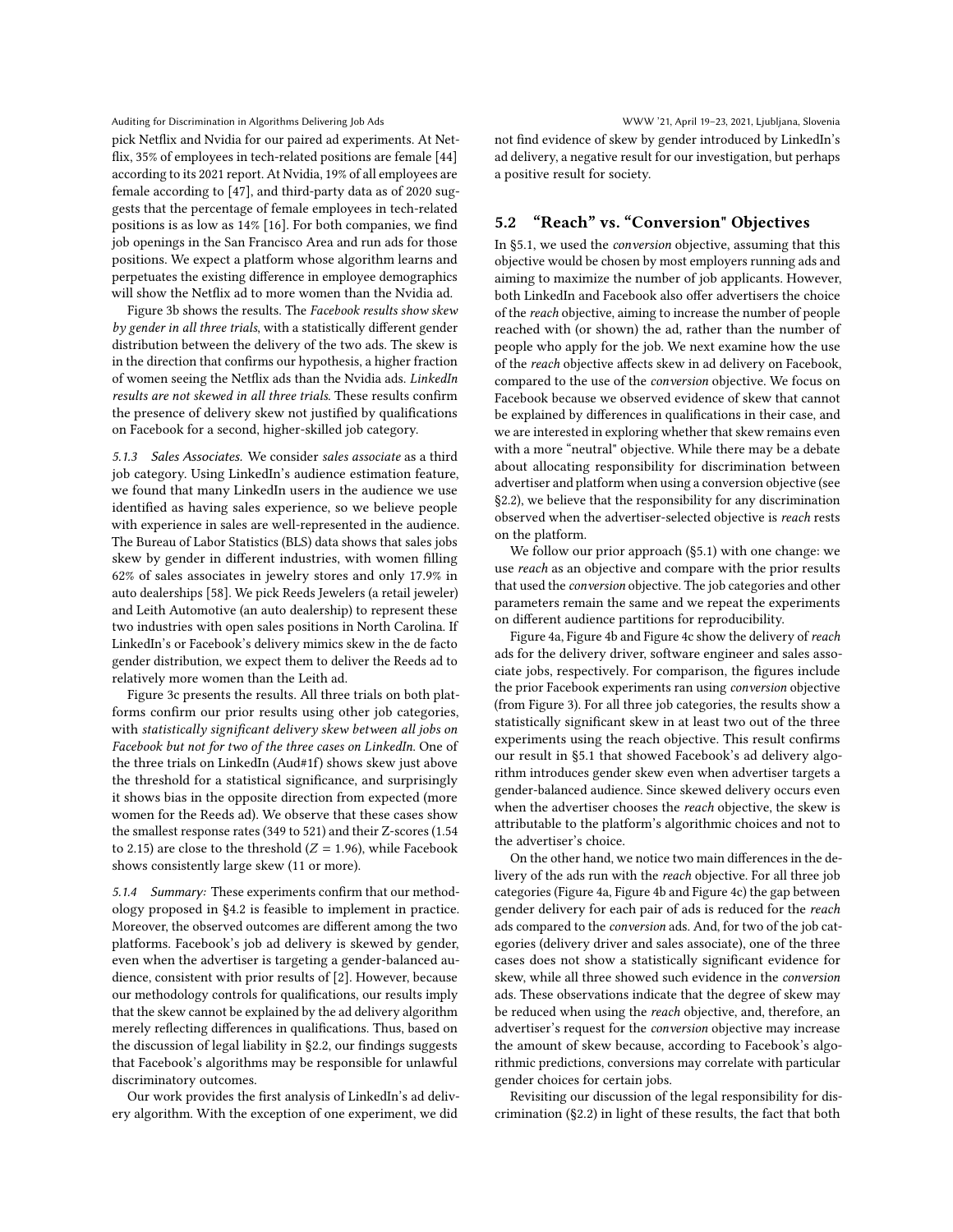pick Netflix and Nvidia for our paired ad experiments. At Netflix, 35% of employees in tech-related positions are female [44] according to its 2021 report. At Nvidia, 19% of all employees are female according to [47], and third-party data as of 2020 suggests that the percentage of female employees in tech-related positions is as low as 14% [16]. For both companies, we find job openings in the San Francisco Area and run ads for those positions. We expect a platform whose algorithm learns and perpetuates the existing difference in employee demographics will show the Netflix ad to more women than the Nvidia ad.

Figure 3b shows the results. The *Facebook results show skew by gender in all three trials*, with a statistically different gender distribution between the delivery of the two ads. The skew is in the direction that confirms our hypothesis, a higher fraction of women seeing the Netflix ads than the Nvidia ads. *LinkedIn results are not skewed in all three trials.* These results confirm the presence of delivery skew not justified by qualifications on Facebook for a second, higher-skilled job category.

*5.1.3 Sales Associates.* We consider *sales associate* as a third job category. Using LinkedIn's audience estimation feature, we found that many LinkedIn users in the audience we use identified as having sales experience, so we believe people with experience in sales are well-represented in the audience. The Bureau of Labor Statistics (BLS) data shows that sales jobs skew by gender in different industries, with women filling 62% of sales associates in jewelry stores and only 17.9% in auto dealerships [58]. We pick Reeds Jewelers (a retail jeweler) and Leith Automotive (an auto dealership) to represent these two industries with open sales positions in North Carolina. If LinkedIn's or Facebook's delivery mimics skew in the de facto gender distribution, we expect them to deliver the Reeds ad to relatively more women than the Leith ad.

Figure 3c presents the results. All three trials on both platforms confirm our prior results using other job categories, with *statistically significant delivery skew between all jobs on Facebook but not for two of the three cases on LinkedIn.* One of the three trials on LinkedIn (Aud#1f) shows skew just above the threshold for a statistical significance, and surprisingly it shows bias in the opposite direction from expected (more women for the Reeds ad). We observe that these cases show the smallest response rates (349 to 521) and their Z-scores (1.54 to 2.15) are close to the threshold ($Z = 1.96$), while Facebook shows consistently large skew (11 or more).

*5.1.4 Summary:* These experiments confirm that our methodology proposed in §4.2 is feasible to implement in practice. Moreover, the observed outcomes are different among the two platforms. Facebook's job ad delivery is skewed by gender, even when the advertiser is targeting a gender-balanced audience, consistent with prior results of [2]. However, because our methodology controls for qualifications, our results imply that the skew cannot be explained by the ad delivery algorithm merely reflecting differences in qualifications. Thus, based on the discussion of legal liability in §2.2, our findings suggests that Facebook's algorithms may be responsible for unlawful discriminatory outcomes.

Our work provides the first analysis of LinkedIn's ad delivery algorithm. With the exception of one experiment, we did not find evidence of skew by gender introduced by LinkedIn's ad delivery, a negative result for our investigation, but perhaps a positive result for society.

## 5.2 "Reach" vs. "Conversion" Objectives

In §5.1, we used the *conversion* objective, assuming that this objective would be chosen by most employers running ads and aiming to maximize the number of job applicants. However, both LinkedIn and Facebook also offer advertisers the choice of the *reach* objective, aiming to increase the number of people reached with (or shown) the ad, rather than the number of people who apply for the job. We next examine how the use of the *reach* objective affects skew in ad delivery on Facebook, compared to the use of the *conversion* objective. We focus on Facebook because we observed evidence of skew that cannot be explained by differences in qualifications in their case, and we are interested in exploring whether that skew remains even with a more "neutral" objective. While there may be a debate about allocating responsibility for discrimination between advertiser and platform when using a conversion objective (see §2.2), we believe that the responsibility for any discrimination observed when the advertiser-selected objective is *reach* rests on the platform.

We follow our prior approach (§5.1) with one change: we use *reach* as an objective and compare with the prior results that used the *conversion* objective. The job categories and other parameters remain the same and we repeat the experiments on different audience partitions for reproducibility.

Figure 4a, Figure 4b and Figure 4c show the delivery of *reach* ads for the delivery driver, software engineer and sales associate jobs, respectively. For comparison, the figures include the prior Facebook experiments ran using *conversion* objective (from Figure 3). For all three job categories, the results show a statistically significant skew in at least two out of the three experiments using the reach objective. This result confirms our result in §5.1 that showed Facebook's ad delivery algorithm introduces gender skew even when advertiser targets a gender-balanced audience. Since skewed delivery occurs even when the advertiser chooses the *reach* objective, the skew is attributable to the platform's algorithmic choices and not to the advertiser's choice.

On the other hand, we notice two main differences in the delivery of the ads run with the *reach* objective. For all three job categories (Figure 4a, Figure 4b and Figure 4c) the gap between gender delivery for each pair of ads is reduced for the *reach* ads compared to the *conversion* ads. And, for two of the job categories (delivery driver and sales associate), one of the three cases does not show a statistically significant evidence for skew, while all three showed such evidence in the *conversion* ads. These observations indicate that the degree of skew may be reduced when using the *reach* objective, and, therefore, an advertiser's request for the *conversion* objective may increase the amount of skew because, according to Facebook's algorithmic predictions, conversions may correlate with particular gender choices for certain jobs.

Revisiting our discussion of the legal responsibility for discrimination (§2.2) in light of these results, the fact that both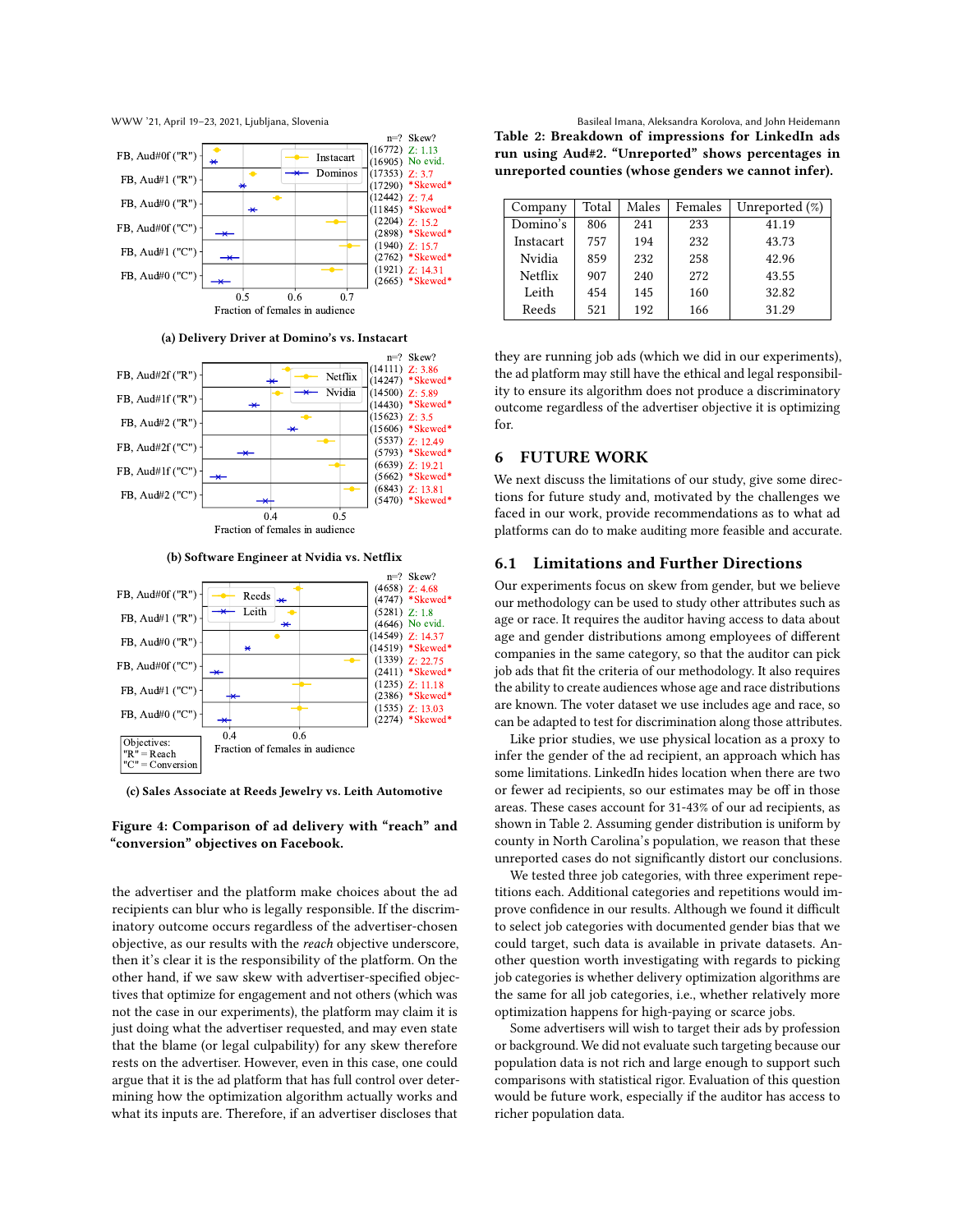(a) Delivery Driver at Domino's vs. Instacart

(b) Software Engineer at Nvidia vs. Netflix

(c) Sales Associate at Reeds Jewelry vs. Leith Automotive

**Figure 4: Comparison of ad delivery with "reach" and "conversion" objectives on Facebook.**

the advertiser and the platform make choices about the ad recipients can blur who is legally responsible. If the discriminatory outcome occurs regardless of the advertiser-chosen objective, as our results with the *reach* objective underscore, then it's clear it is the responsibility of the platform. On the other hand, if we saw skew with advertiser-specified objectives that optimize for engagement and not others (which was not the case in our experiments), the platform may claim it is just doing what the advertiser requested, and may even state that the blame (or legal culpability) for any skew therefore rests on the advertiser. However, even in this case, one could argue that it is the ad platform that has full control over determining how the optimization algorithm actually works and what its inputs are. Therefore, if an advertiser discloses that they are running job ads (which we did in our experiments), the ad platform may still have the ethical and legal responsibility to ensure its algorithm does not produce a discriminatory outcome regardless of the advertiser objective it is optimizing for.

**Table 2: Breakdown of impressions for LinkedIn ads run using Aud#2. "Unreported" shows percentages in unreported counties (whose genders we cannot infer).**

| Company | Total | Males | Females | Unreported (%) |
|---|---|---|---|---|
| Domino's | 806 | 241 | 233 | 41.19 |
| Instacart | 757 | 194 | 232 | 43.73 |
| Nvidia | 859 | 232 | 258 | 42.96 |
| Netflix | 907 | 240 | 272 | 43.55 |
| Leith | 454 | 145 | 160 | 32.82 |
| Reeds | 521 | 192 | 166 | 31.29 |

# 6 FUTURE WORK

We next discuss the limitations of our study, give some directions for future study and, motivated by the challenges we faced in our work, provide recommendations as to what ad platforms can do to make auditing more feasible and accurate.

## 6.1 Limitations and Further Directions

Our experiments focus on skew from gender, but we believe our methodology can be used to study other attributes such as age or race. It requires the auditor having access to data about age and gender distributions among employees of different companies in the same category, so that the auditor can pick job ads that fit the criteria of our methodology. It also requires the ability to create audiences whose age and race distributions are known. The voter dataset we use includes age and race, so can be adapted to test for discrimination along those attributes.

Like prior studies, we use physical location as a proxy to infer the gender of the ad recipient, an approach which has some limitations. LinkedIn hides location when there are two or fewer ad recipients, so our estimates may be off in those areas. These cases account for 31-43% of our ad recipients, as shown in Table 2. Assuming gender distribution is uniform by county in North Carolina's population, we reason that these unreported cases do not significantly distort our conclusions.

We tested three job categories, with three experiment repetitions each. Additional categories and repetitions would improve confidence in our results. Although we found it difficult to select job categories with documented gender bias that we could target, such data is available in private datasets. Another question worth investigating with regards to picking job categories is whether delivery optimization algorithms are the same for all job categories, i.e., whether relatively more optimization happens for high-paying or scarce jobs.

Some advertisers will wish to target their ads by profession or background. We did not evaluate such targeting because our population data is not rich and large enough to support such comparisons with statistical rigor. Evaluation of this question would be future work, especially if the auditor has access to richer population data.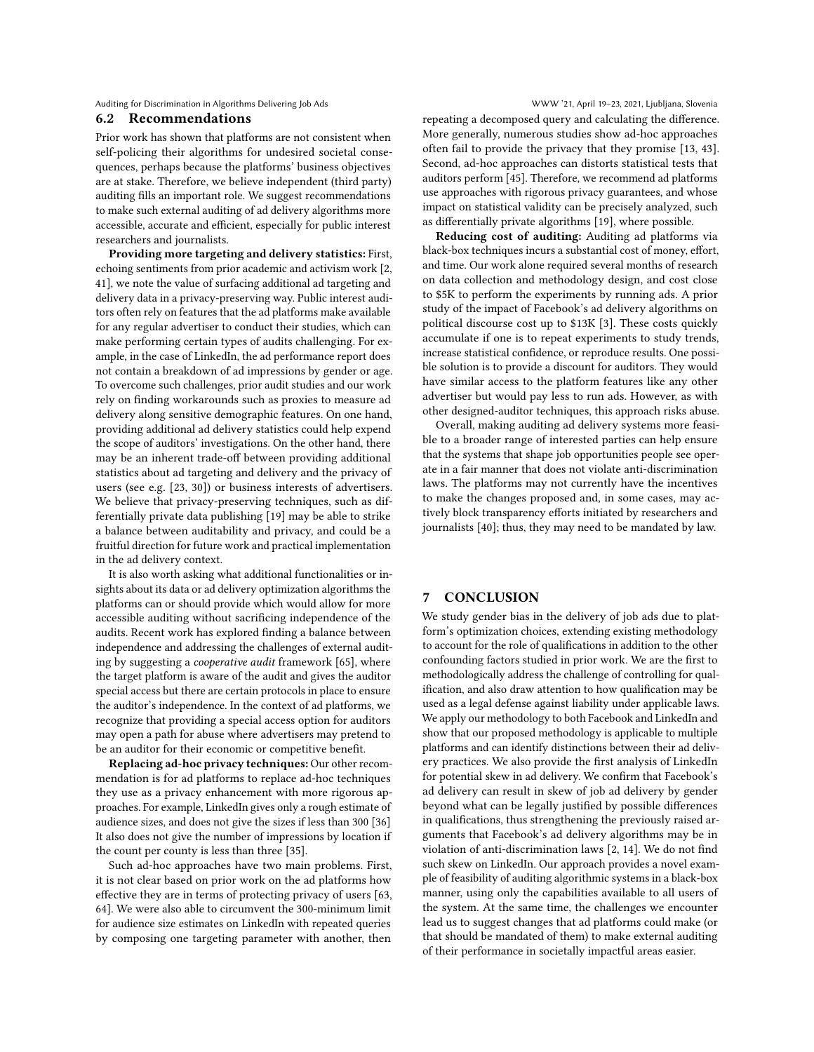## 6.2 Recommendations

Prior work has shown that platforms are not consistent when self-policing their algorithms for undesired societal consequences, perhaps because the platforms' business objectives are at stake. Therefore, we believe independent (third party) auditing fills an important role. We suggest recommendations to make such external auditing of ad delivery algorithms more accessible, accurate and efficient, especially for public interest researchers and journalists.

**Providing more targeting and delivery statistics:** First, echoing sentiments from prior academic and activism work [2, 41], we note the value of surfacing additional ad targeting and delivery data in a privacy-preserving way. Public interest auditors often rely on features that the ad platforms make available for any regular advertiser to conduct their studies, which can make performing certain types of audits challenging. For example, in the case of LinkedIn, the ad performance report does not contain a breakdown of ad impressions by gender or age. To overcome such challenges, prior audit studies and our work rely on finding workarounds such as proxies to measure ad delivery along sensitive demographic features. On one hand, providing additional ad delivery statistics could help expend the scope of auditors' investigations. On the other hand, there may be an inherent trade-off between providing additional statistics about ad targeting and delivery and the privacy of users (see e.g. [23, 30]) or business interests of advertisers. We believe that privacy-preserving techniques, such as differentially private data publishing [19] may be able to strike a balance between auditability and privacy, and could be a fruitful direction for future work and practical implementation in the ad delivery context.

It is also worth asking what additional functionalities or insights about its data or ad delivery optimization algorithms the platforms can or should provide which would allow for more accessible auditing without sacrificing independence of the audits. Recent work has explored finding a balance between independence and addressing the challenges of external auditing by suggesting a *cooperative audit* framework [65], where the target platform is aware of the audit and gives the auditor special access but there are certain protocols in place to ensure the auditor's independence. In the context of ad platforms, we recognize that providing a special access option for auditors may open a path for abuse where advertisers may pretend to be an auditor for their economic or competitive benefit.

**Replacing ad-hoc privacy techniques:** Our other recommendation is for ad platforms to replace ad-hoc techniques they use as a privacy enhancement with more rigorous approaches. For example, LinkedIn gives only a rough estimate of audience sizes, and does not give the sizes if less than 300 [36] It also does not give the number of impressions by location if the count per county is less than three [35].

Such ad-hoc approaches have two main problems. First, it is not clear based on prior work on the ad platforms how effective they are in terms of protecting privacy of users [63, 64]. We were also able to circumvent the 300-minimum limit for audience size estimates on LinkedIn with repeated queries by composing one targeting parameter with another, then repeating a decomposed query and calculating the difference. More generally, numerous studies show ad-hoc approaches often fail to provide the privacy that they promise [13, 43]. Second, ad-hoc approaches can distorts statistical tests that auditors perform [45]. Therefore, we recommend ad platforms use approaches with rigorous privacy guarantees, and whose impact on statistical validity can be precisely analyzed, such as differentially private algorithms [19], where possible.

**Reducing cost of auditing:** Auditing ad platforms via black-box techniques incurs a substantial cost of money, effort, and time. Our work alone required several months of research on data collection and methodology design, and cost close to \$5K to perform the experiments by running ads. A prior study of the impact of Facebook's ad delivery algorithms on political discourse cost up to \$13K [3]. These costs quickly accumulate if one is to repeat experiments to study trends, increase statistical confidence, or reproduce results. One possible solution is to provide a discount for auditors. They would have similar access to the platform features like any other advertiser but would pay less to run ads. However, as with other designed-auditor techniques, this approach risks abuse.

Overall, making auditing ad delivery systems more feasible to a broader range of interested parties can help ensure that the systems that shape job opportunities people see operate in a fair manner that does not violate anti-discrimination laws. The platforms may not currently have the incentives to make the changes proposed and, in some cases, may actively block transparency efforts initiated by researchers and journalists [40]; thus, they may need to be mandated by law.

# 7 CONCLUSION

We study gender bias in the delivery of job ads due to platform's optimization choices, extending existing methodology to account for the role of qualifications in addition to the other confounding factors studied in prior work. We are the first to methodologically address the challenge of controlling for qualification, and also draw attention to how qualification may be used as a legal defense against liability under applicable laws. We apply our methodology to both Facebook and LinkedIn and show that our proposed methodology is applicable to multiple platforms and can identify distinctions between their ad delivery practices. We also provide the first analysis of LinkedIn for potential skew in ad delivery. We confirm that Facebook's ad delivery can result in skew of job ad delivery by gender beyond what can be legally justified by possible differences in qualifications, thus strengthening the previously raised arguments that Facebook's ad delivery algorithms may be in violation of anti-discrimination laws [2, 14]. We do not find such skew on LinkedIn. Our approach provides a novel example of feasibility of auditing algorithmic systems in a black-box manner, using only the capabilities available to all users of the system. At the same time, the challenges we encounter lead us to suggest changes that ad platforms could make (or that should be mandated of them) to make external auditing of their performance in societally impactful areas easier.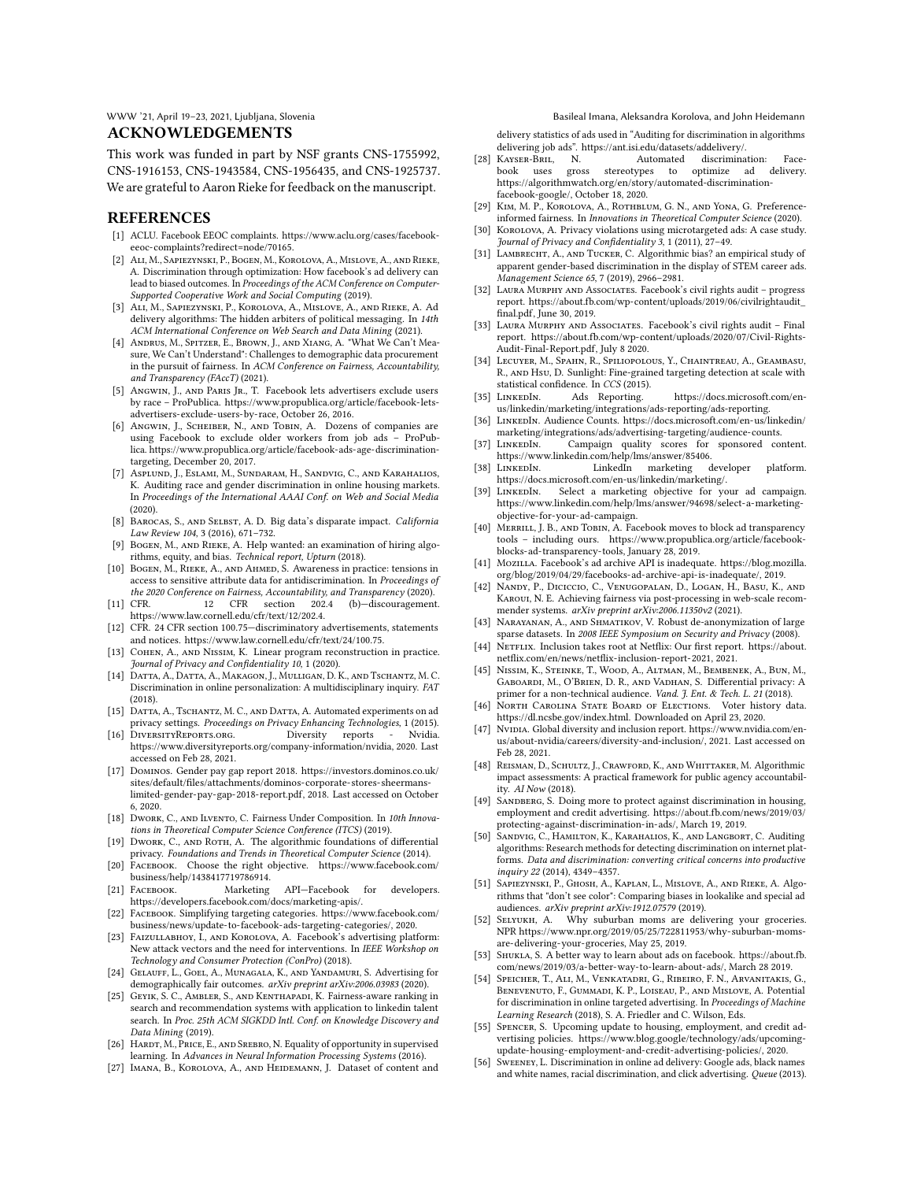## ACKNOWLEDGEMENTS

This work was funded in part by NSF grants CNS-1755992, CNS-1916153, CNS-1943584, CNS-1956435, and CNS-1925737. We are grateful to Aaron Rieke for feedback on the manuscript.

## REFERENCES

- [1] ACLU. Facebook EEOC complaints. https://www.aclu.org/cases/facebook-eeoc-complaints?redirect=node/70165.
- [2] Ali, M., Sapiezynski, P., Bogen, M., Korolova, A., Mislove, A., and Rieke, A. Discrimination through optimization: How facebook's ad delivery can lead to biased outcomes. In *Proceedings of the ACM Conference on Computer-Supported Cooperative Work and Social Computing* (2019).
- [3] Ali, M., Sapiezynski, P., Korolova, A., Mislove, A., and Rieke, A. Ad delivery algorithms: The hidden arbiters of political messaging. In *14th ACM International Conference on Web Search and Data Mining* (2021).
- [4] Andrus, M., Spitzer, E., Brown, J., and Xiang, A. "What We Can't Measure, We Can't Understand": Challenges to demographic data procurement in the pursuit of fairness. In *ACM Conference on Fairness, Accountability, and Transparency (FAccT)* (2021).
- [5] Angwin, J., and Paris Jr., T. Facebook lets advertisers exclude users by race – ProPublica. https://www.propublica.org/article/facebook-lets-advertisers-exclude-users-by-race, October 26, 2016.
- [6] Angwin, J., Scheiber, N., and Tobin, A. Dozens of companies are using Facebook to exclude older workers from job ads – ProPublica. https://www.propublica.org/article/facebook-ads-age-discrimination-targeting, December 20, 2017.
- [7] Asplund, J., Eslami, M., Sundaram, H., Sandvig, C., and Karahalios, K. Auditing race and gender discrimination in online housing markets. In *Proceedings of the International AAAI Conf. on Web and Social Media* (2020).
- [8] Barocas, S., and Selbst, A. D. Big data's disparate impact. *California Law Review 104*, 3 (2016), 671–732.
- [9] Bogen, M., and Rieke, A. Help wanted: an examination of hiring algorithms, equity, and bias. *Technical report, Upturn* (2018).
- [10] Bogen, M., Rieke, A., and Ahmed, S. Awareness in practice: tensions in access to sensitive attribute data for antidiscrimination. In *Proceedings of the 2020 Conference on Fairness, Accountability, and Transparency* (2020).
- [11] CFR. 12 CFR section 202.4 (b)—discouragement. https://www.law.cornell.edu/cfr/text/12/202.4.
- [12] CFR. 24 CFR section 100.75—discriminatory advertisements, statements and notices. https://www.law.cornell.edu/cfr/text/24/100.75.
- [13] Cohen, A., and Nissim, K. Linear program reconstruction in practice. *Journal of Privacy and Confidentiality 10*, 1 (2020).
- [14] Datta, A., Datta, A., Makagon, J., Mulligan, D. K., and Tschantz, M. C. Discrimination in online personalization: A multidisciplinary inquiry. *FAT* (2018).
- [15] Datta, A., Tschantz, M. C., and Datta, A. Automated experiments on ad privacy settings. *Proceedings on Privacy Enhancing Technologies*, 1 (2015).
- [16] DiversityReports.org. Diversity reports - Nvidia. https://www.diversityreports.org/company-information/nvidia, 2020. Last accessed on Feb 28, 2021.
- [17] Dominos. Gender pay gap report 2018. https://investors.dominos.co.uk/sites/default/files/attachments/dominos-corporate-stores-sheermans-limited-gender-pay-gap-2018-report.pdf, 2018. Last accessed on October 6, 2020.
- [18] Dwork, C., and Ilvento, C. Fairness Under Composition. In *10th Innovations in Theoretical Computer Science Conference (ITCS)* (2019).
- [19] Dwork, C., and Roth, A. The algorithmic foundations of differential privacy. *Foundations and Trends in Theoretical Computer Science* (2014).
- [20] Facebook. Choose the right objective. https://www.facebook.com/business/help/1438417719786914.
- [21] Facebook. Marketing API—Facebook for developers. https://developers.facebook.com/docs/marketing-apis/.
- [22] Facebook. Simplifying targeting categories. https://www.facebook.com/business/news/update-to-facebook-ads-targeting-categories/, 2020.
- [23] Faizullabhoy, I., and Korolova, A. Facebook's advertising platform: New attack vectors and the need for interventions. In *IEEE Workshop on Technology and Consumer Protection (ConPro)* (2018).
- [24] Gelauff, L., Goel, A., Munagala, K., and Yandamuri, S. Advertising for demographically fair outcomes. *arXiv preprint arXiv:2006.03983* (2020).
- [25] Geyik, S. C., Ambler, S., and Kenthapadi, K. Fairness-aware ranking in search and recommendation systems with application to linkedin talent search. In *Proc. 25th ACM SIGKDD Intl. Conf. on Knowledge Discovery and Data Mining* (2019).
- [26] Hardt, M., Price, E., and Srebro, N. Equality of opportunity in supervised learning. In *Advances in Neural Information Processing Systems* (2016).
- [27] Imana, B., Korolova, A., and Heidemann, J. Dataset of content and delivery statistics of ads used in "Auditing for discrimination in algorithms delivering job ads". https://ant.isi.edu/datasets/addelivery/.
- [28] Kayser-Bril, N. Automated discrimination: Facebook uses gross stereotypes to optimize ad delivery. https://algorithmwatch.org/en/story/automated-discrimination-facebook-google/, October 18, 2020.
- [29] Kim, M. P., Korolova, A., Rothblum, G. N., and Yona, G. Preference-informed fairness. In *Innovations in Theoretical Computer Science* (2020).
- [30] Korolova, A. Privacy violations using microtargeted ads: A case study. *Journal of Privacy and Confidentiality 3*, 1 (2011), 27–49.
- [31] Lambrecht, A., and Tucker, C. Algorithmic bias? an empirical study of apparent gender-based discrimination in the display of STEM career ads. *Management Science 65*, 7 (2019), 2966–2981.
- [32] Laura Murphy and Associates. Facebook's civil rights audit – progress report. https://about.fb.com/wp-content/uploads/2019/06/civilrightaudit_final.pdf, June 30, 2019.
- [33] Laura Murphy and Associates. Facebook's civil rights audit – Final report. https://about.fb.com/wp-content/uploads/2020/07/Civil-Rights-Audit-Final-Report.pdf, July 8 2020.
- [34] Lecuyer, M., Spahn, R., Spiliopolous, Y., Chaintreau, A., Geambasu, R., and Hsu, D. Sunlight: Fine-grained targeting detection at scale with statistical confidence. In *CCS* (2015).
- [35] LinkedIn. Ads Reporting. https://docs.microsoft.com/en-us/linkedin/marketing/integrations/ads-reporting/ads-reporting.
- [36] LinkedIn. Audience Counts. https://docs.microsoft.com/en-us/linkedin/marketing/integrations/ads/advertising-targeting/audience-counts.
- [37] LinkedIn. Campaign quality scores for sponsored content. https://www.linkedin.com/help/lms/answer/85406.
- [38] LinkedIn. LinkedIn marketing developer platform. https://docs.microsoft.com/en-us/linkedin/marketing/.
- [39] LinkedIn. Select a marketing objective for your ad campaign. https://www.linkedin.com/help/lms/answer/94698/select-a-marketing-objective-for-your-ad-campaign.
- [40] Merrill, J. B., and Tobin, A. Facebook moves to block ad transparency tools – including ours. https://www.propublica.org/article/facebook-blocks-ad-transparency-tools, January 28, 2019.
- [41] Mozilla. Facebook's ad archive API is inadequate. https://blog.mozilla.org/blog/2019/04/29/facebooks-ad-archive-api-is-inadequate/, 2019.
- [42] Nandy, P., Diciccio, C., Venugopalan, D., Logan, H., Basu, K., and Karoui, N. E. Achieving fairness via post-processing in web-scale recommender systems. *arXiv preprint arXiv:2006.11350v2* (2021).
- [43] Narayanan, A., and Shmatikov, V. Robust de-anonymization of large sparse datasets. In *2008 IEEE Symposium on Security and Privacy* (2008).
- [44] Netflix. Inclusion takes root at Netflix: Our first report. https://about.netflix.com/en/news/netflix-inclusion-report-2021, 2021.
- [45] Nissim, K., Steinke, T., Wood, A., Altman, M., Bembenek, A., Bun, M., Gaboardi, M., O'Brien, D. R., and Vadhan, S. Differential privacy: A primer for a non-technical audience. *Vand. J. Ent. & Tech. L. 21* (2018).
- [46] North Carolina State Board of Elections. Voter history data. https://dl.ncsbe.gov/index.html. Downloaded on April 23, 2020.
- [47] Nvidia. Global diversity and inclusion report. https://www.nvidia.com/en-us/about-nvidia/careers/diversity-and-inclusion/, 2021. Last accessed on Feb 28, 2021.
- [48] Reisman, D., Schultz, J., Crawford, K., and Whittaker, M. Algorithmic impact assessments: A practical framework for public agency accountability. *AI Now* (2018).
- [49] Sandberg, S. Doing more to protect against discrimination in housing, employment and credit advertising. https://about.fb.com/news/2019/03/protecting-against-discrimination-in-ads/, March 19, 2019.
- [50] Sandvig, C., Hamilton, K., Karahalios, K., and Langbort, C. Auditing algorithms: Research methods for detecting discrimination on internet platforms. *Data and discrimination: converting critical concerns into productive inquiry 22* (2014), 4349–4357.
- [51] Sapiezynski, P., Ghosh, A., Kaplan, L., Mislove, A., and Rieke, A. Algorithms that "don't see color": Comparing biases in lookalike and special ad audiences. *arXiv preprint arXiv:1912.07579* (2019).
- [52] Selyukh, A. Why suburban moms are delivering your groceries. NPR https://www.npr.org/2019/05/25/722811953/why-suburban-moms-are-delivering-your-groceries, May 25, 2019.
- [53] Shukla, S. A better way to learn about ads on facebook. https://about.fb.com/news/2019/03/a-better-way-to-learn-about-ads/, March 28 2019.
- [54] Speicher, T., Ali, M., Venkatadri, G., Ribeiro, F. N., Arvanitakis, G., Benevenuto, F., Gummadi, K. P., Loiseau, P., and Mislove, A. Potential for discrimination in online targeted advertising. In *Proceedings of Machine Learning Research* (2018), S. A. Friedler and C. Wilson, Eds.
- [55] Spencer, S. Upcoming update to housing, employment, and credit advertising policies. https://www.blog.google/technology/ads/upcoming-update-housing-employment-and-credit-advertising-policies/, 2020.
- [56] Sweeney, L. Discrimination in online ad delivery: Google ads, black names and white names, racial discrimination, and click advertising. *Queue* (2013).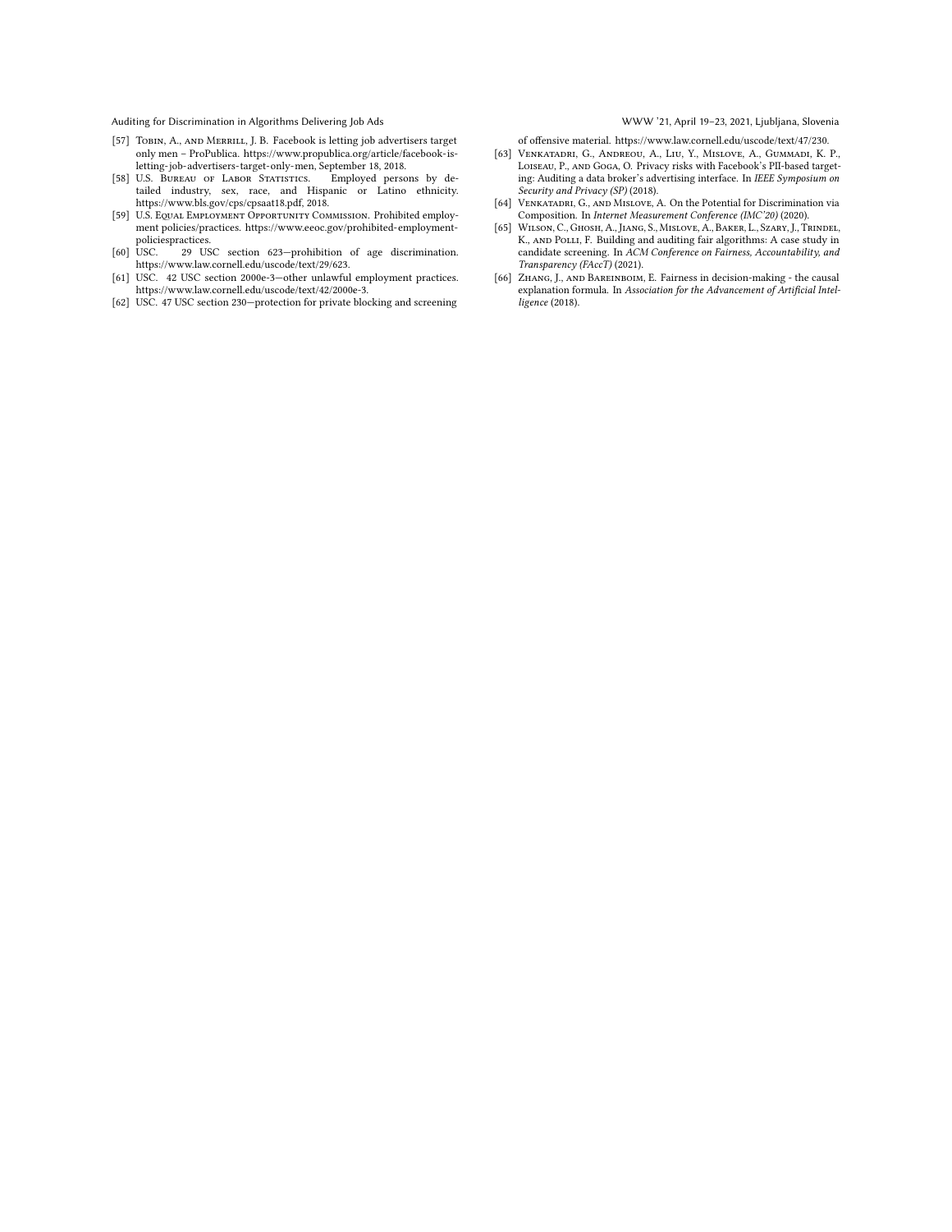- [57] Tobin, A., and Merrill, J. B. Facebook is letting job advertisers target only men – ProPublica. https://www.propublica.org/article/facebook-is-letting-job-advertisers-target-only-men, September 18, 2018.
- [58] U.S. Bureau of Labor Statistics. Employed persons by detailed industry, sex, race, and Hispanic or Latino ethnicity. https://www.bls.gov/cps/cpsaat18.pdf, 2018.
- [59] U.S. Equal Employment Opportunity Commission. Prohibited employment policies/practices. https://www.eeoc.gov/prohibited-employment-policiespractices.
- [60] USC. 29 USC section 623—prohibition of age discrimination. https://www.law.cornell.edu/uscode/text/29/623.
- [61] USC. 42 USC section 2000e-3—other unlawful employment practices. https://www.law.cornell.edu/uscode/text/42/2000e-3.
- [62] USC. 47 USC section 230—protection for private blocking and screening of offensive material. https://www.law.cornell.edu/uscode/text/47/230.
- [63] Venkatadri, G., Andreou, A., Liu, Y., Mislove, A., Gummadi, K. P., Loiseau, P., and Goga, O. Privacy risks with Facebook's PII-based targeting: Auditing a data broker's advertising interface. In *IEEE Symposium on Security and Privacy (SP)* (2018).
- [64] Venkatadri, G., and Mislove, A. On the Potential for Discrimination via Composition. In *Internet Measurement Conference (IMC'20)* (2020).
- [65] Wilson, C., Ghosh, A., Jiang, S., Mislove, A., Baker, L., Szary, J., Trindel, K., and Polli, F. Building and auditing fair algorithms: A case study in candidate screening. In *ACM Conference on Fairness, Accountability, and Transparency (FAccT)* (2021).
- [66] Zhang, J., and Bareinboim, E. Fairness in decision-making - the causal explanation formula. In *Association for the Advancement of Artificial Intelligence* (2018).